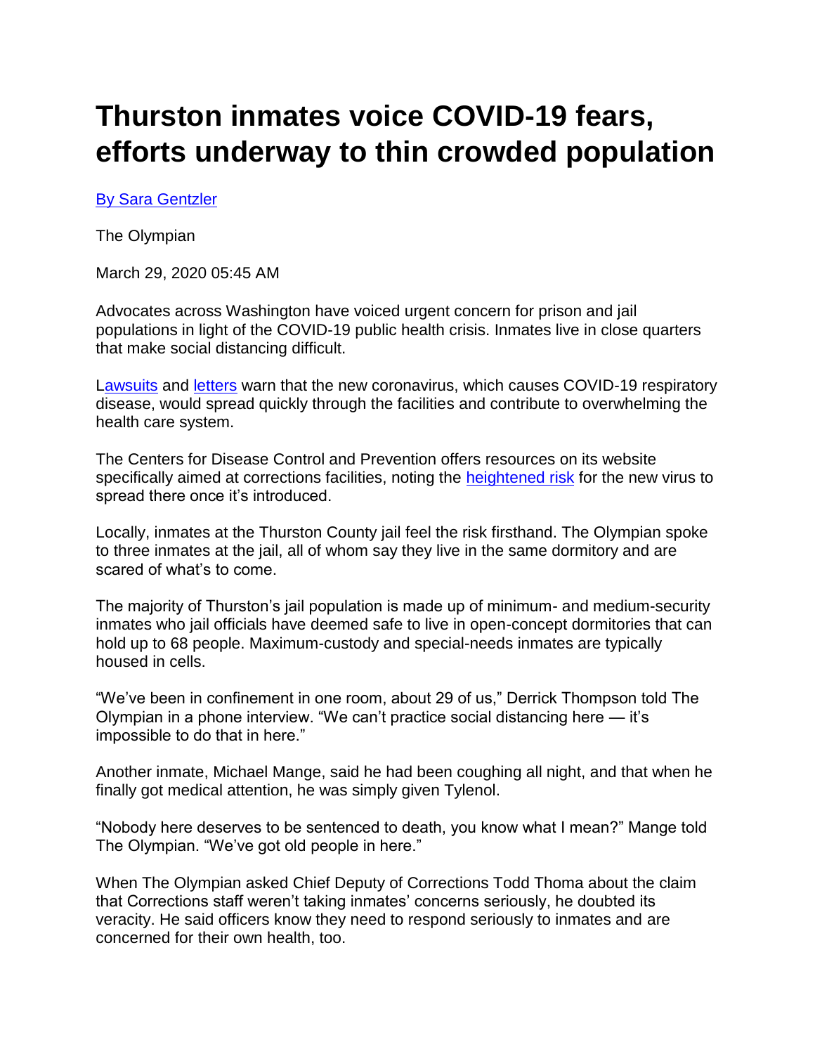# Thurston inmates voice COVID-19 fears, efforts underway to thin crowded population

[By Sara Gentzler](#)

The Olympian

March 29, 2020 05:45 AM

Advocates across Washington have voiced urgent concern for prison and jail populations in light of the COVID-19 public health crisis. Inmates live in close quarters that make social distancing difficult.

[Lawsuits](#) and [letters](#) warn that the new coronavirus, which causes COVID-19 respiratory disease, would spread quickly through the facilities and contribute to overwhelming the health care system.

The Centers for Disease Control and Prevention offers resources on its website specifically aimed at corrections facilities, noting the [heightened risk](#) for the new virus to spread there once it's introduced.

Locally, inmates at the Thurston County jail feel the risk firsthand. The Olympian spoke to three inmates at the jail, all of whom say they live in the same dormitory and are scared of what's to come.

The majority of Thurston's jail population is made up of minimum- and medium-security inmates who jail officials have deemed safe to live in open-concept dormitories that can hold up to 68 people. Maximum-custody and special-needs inmates are typically housed in cells.

"We've been in confinement in one room, about 29 of us," Derrick Thompson told The Olympian in a phone interview. "We can't practice social distancing here — it's impossible to do that in here."

Another inmate, Michael Mange, said he had been coughing all night, and that when he finally got medical attention, he was simply given Tylenol.

"Nobody here deserves to be sentenced to death, you know what I mean?" Mange told The Olympian. "We've got old people in here."

When The Olympian asked Chief Deputy of Corrections Todd Thoma about the claim that Corrections staff weren't taking inmates' concerns seriously, he doubted its veracity. He said officers know they need to respond seriously to inmates and are concerned for their own health, too.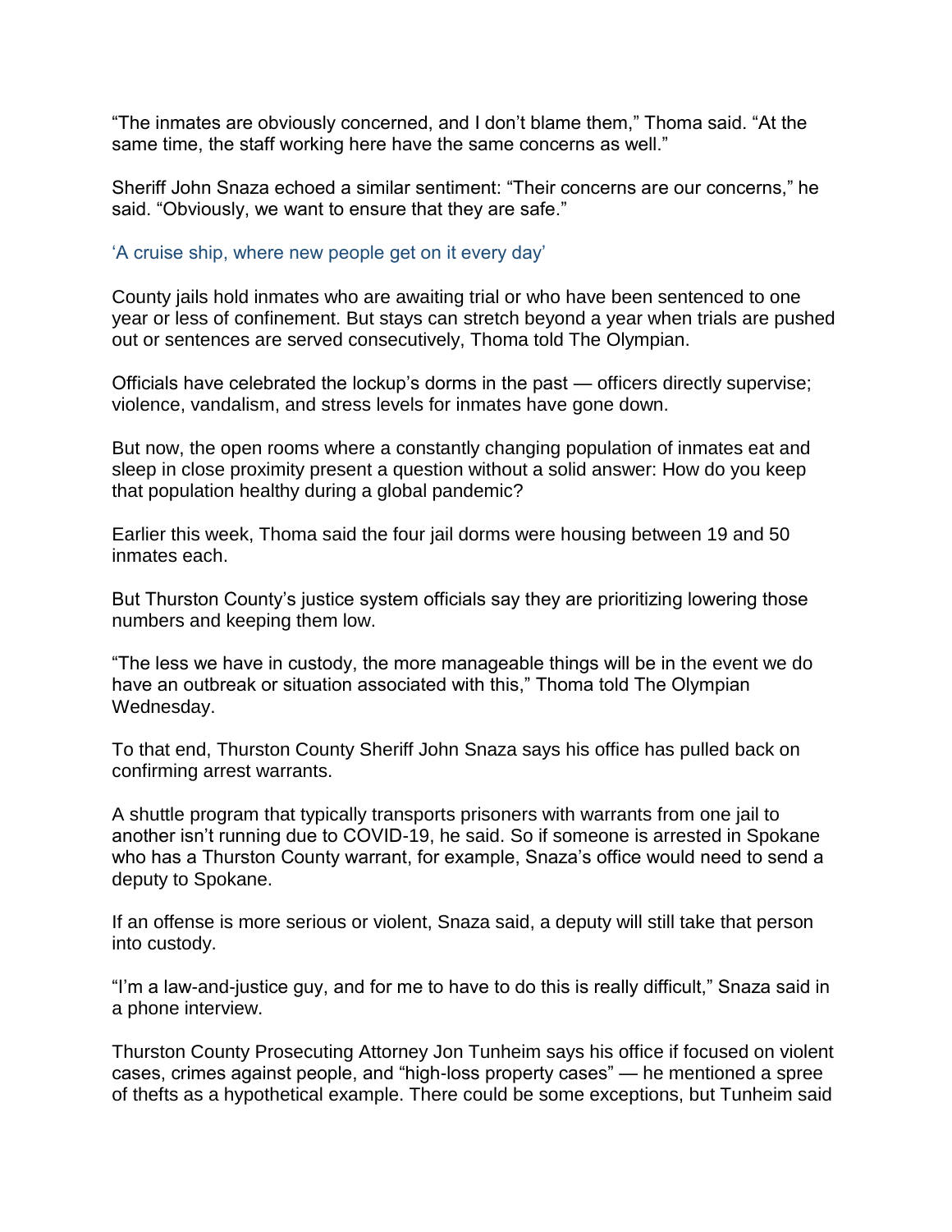“The inmates are obviously concerned, and I don’t blame them,” Thoma said. “At the same time, the staff working here have the same concerns as well.”

Sheriff John Snaza echoed a similar sentiment: “Their concerns are our concerns,” he said. “Obviously, we want to ensure that they are safe.”

## ‘A cruise ship, where new people get on it every day’

County jails hold inmates who are awaiting trial or who have been sentenced to one year or less of confinement. But stays can stretch beyond a year when trials are pushed out or sentences are served consecutively, Thoma told The Olympian.

Officials have celebrated the lockup’s dorms in the past — officers directly supervise; violence, vandalism, and stress levels for inmates have gone down.

But now, the open rooms where a constantly changing population of inmates eat and sleep in close proximity present a question without a solid answer: How do you keep that population healthy during a global pandemic?

Earlier this week, Thoma said the four jail dorms were housing between 19 and 50 inmates each.

But Thurston County’s justice system officials say they are prioritizing lowering those numbers and keeping them low.

“The less we have in custody, the more manageable things will be in the event we do have an outbreak or situation associated with this,” Thoma told The Olympian Wednesday.

To that end, Thurston County Sheriff John Snaza says his office has pulled back on confirming arrest warrants.

A shuttle program that typically transports prisoners with warrants from one jail to another isn’t running due to COVID-19, he said. So if someone is arrested in Spokane who has a Thurston County warrant, for example, Snaza’s office would need to send a deputy to Spokane.

If an offense is more serious or violent, Snaza said, a deputy will still take that person into custody.

“I’m a law-and-justice guy, and for me to have to do this is really difficult,” Snaza said in a phone interview.

Thurston County Prosecuting Attorney Jon Tunheim says his office if focused on violent cases, crimes against people, and “high-loss property cases” — he mentioned a spree of thefts as a hypothetical example. There could be some exceptions, but Tunheim said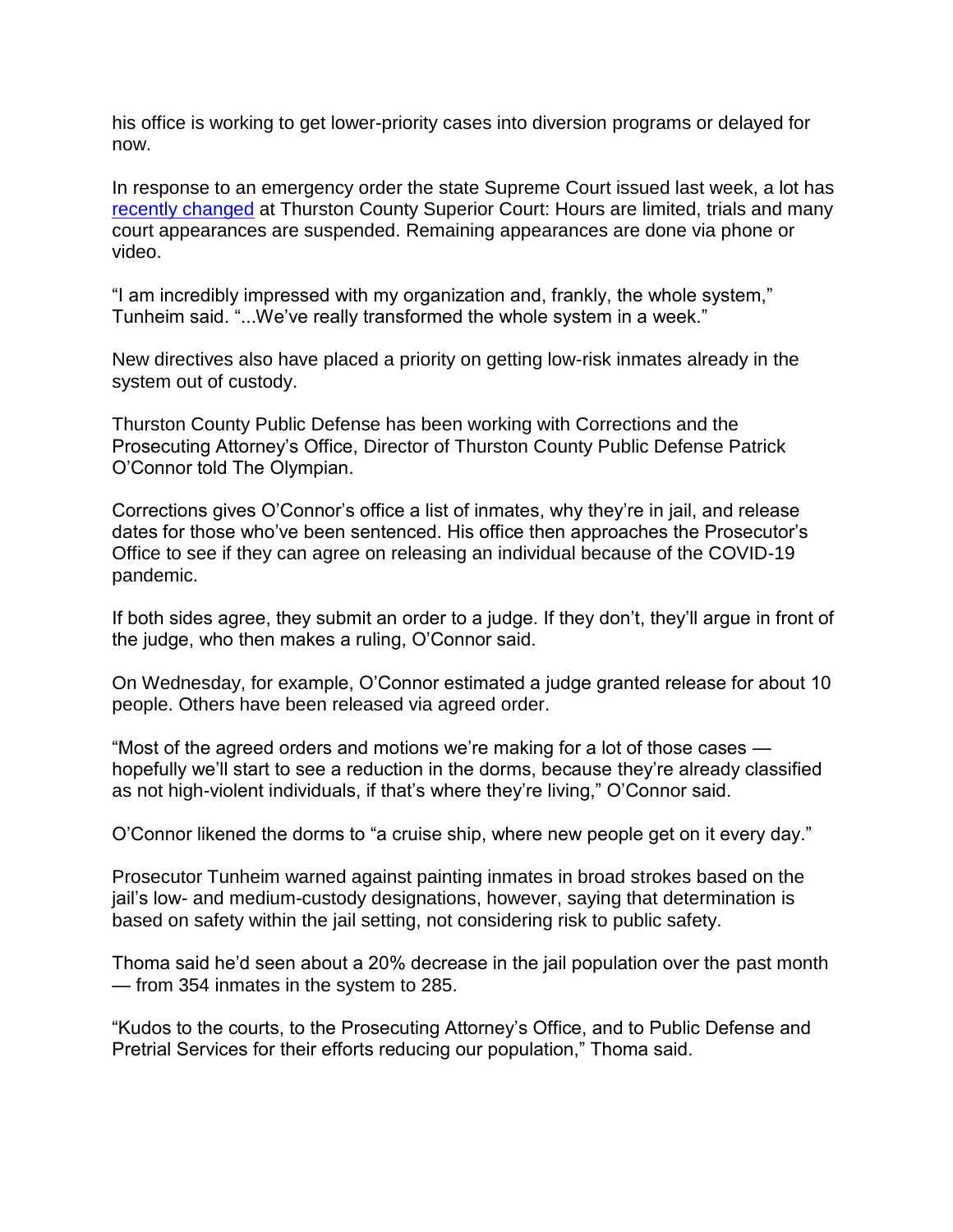his office is working to get lower-priority cases into diversion programs or delayed for now.

In response to an emergency order the state Supreme Court issued last week, a lot has [recently changed](#) at Thurston County Superior Court: Hours are limited, trials and many court appearances are suspended. Remaining appearances are done via phone or video.

“I am incredibly impressed with my organization and, frankly, the whole system,” Tunheim said. “...We’ve really transformed the whole system in a week.”

New directives also have placed a priority on getting low-risk inmates already in the system out of custody.

Thurston County Public Defense has been working with Corrections and the Prosecuting Attorney’s Office, Director of Thurston County Public Defense Patrick O’Connor told The Olympian.

Corrections gives O’Connor’s office a list of inmates, why they’re in jail, and release dates for those who’ve been sentenced. His office then approaches the Prosecutor’s Office to see if they can agree on releasing an individual because of the COVID-19 pandemic.

If both sides agree, they submit an order to a judge. If they don’t, they’ll argue in front of the judge, who then makes a ruling, O’Connor said.

On Wednesday, for example, O’Connor estimated a judge granted release for about 10 people. Others have been released via agreed order.

“Most of the agreed orders and motions we’re making for a lot of those cases — hopefully we’ll start to see a reduction in the dorms, because they’re already classified as not high-violent individuals, if that’s where they’re living,” O’Connor said.

O’Connor likened the dorms to “a cruise ship, where new people get on it every day.”

Prosecutor Tunheim warned against painting inmates in broad strokes based on the jail’s low- and medium-custody designations, however, saying that determination is based on safety within the jail setting, not considering risk to public safety.

Thoma said he’d seen about a 20% decrease in the jail population over the past month — from 354 inmates in the system to 285.

“Kudos to the courts, to the Prosecuting Attorney’s Office, and to Public Defense and Pretrial Services for their efforts reducing our population,” Thoma said.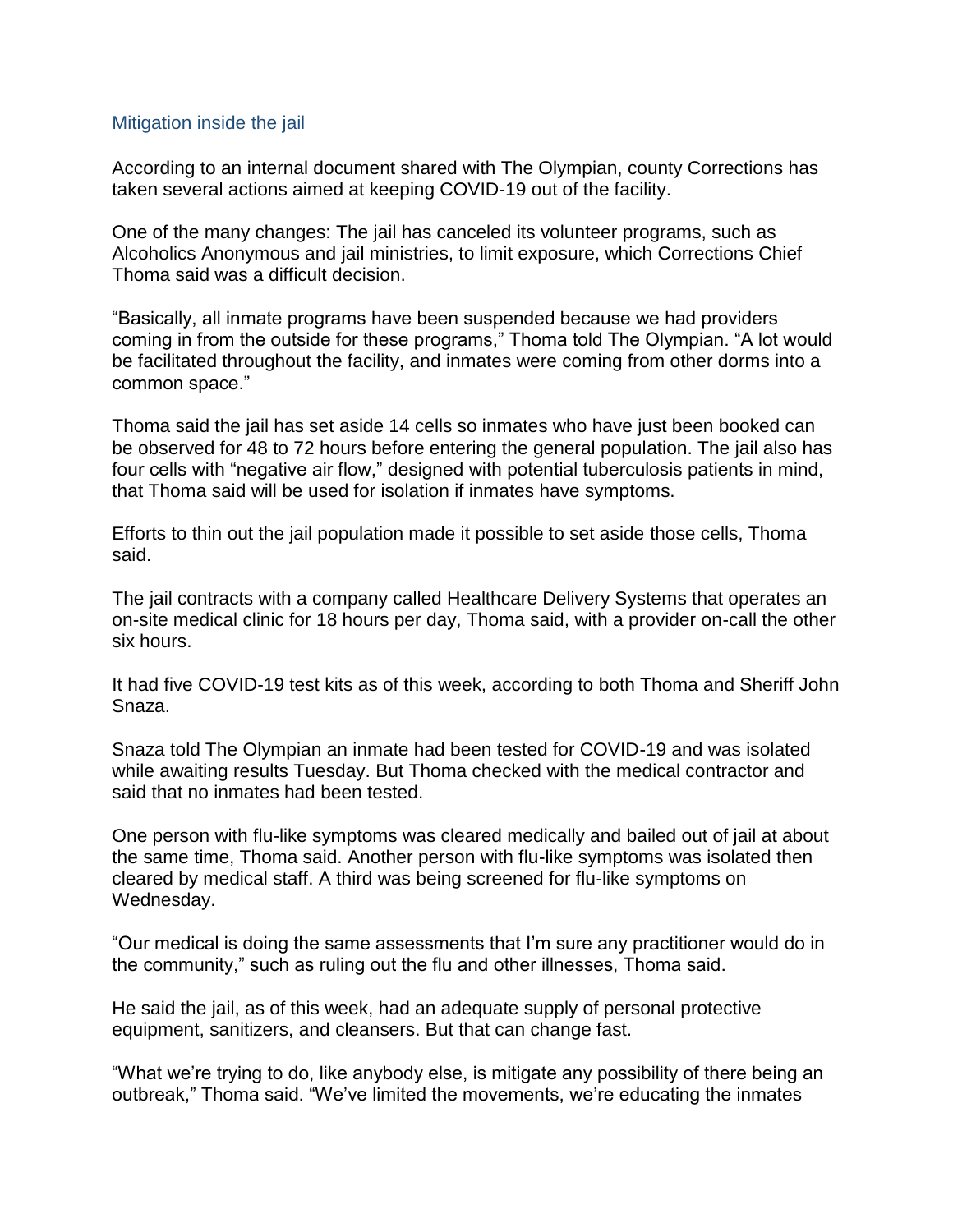## Mitigation inside the jail

According to an internal document shared with The Olympian, county Corrections has taken several actions aimed at keeping COVID-19 out of the facility.

One of the many changes: The jail has canceled its volunteer programs, such as Alcoholics Anonymous and jail ministries, to limit exposure, which Corrections Chief Thoma said was a difficult decision.

"Basically, all inmate programs have been suspended because we had providers coming in from the outside for these programs," Thoma told The Olympian. "A lot would be facilitated throughout the facility, and inmates were coming from other dorms into a common space."

Thoma said the jail has set aside 14 cells so inmates who have just been booked can be observed for 48 to 72 hours before entering the general population. The jail also has four cells with "negative air flow," designed with potential tuberculosis patients in mind, that Thoma said will be used for isolation if inmates have symptoms.

Efforts to thin out the jail population made it possible to set aside those cells, Thoma said.

The jail contracts with a company called Healthcare Delivery Systems that operates an on-site medical clinic for 18 hours per day, Thoma said, with a provider on-call the other six hours.

It had five COVID-19 test kits as of this week, according to both Thoma and Sheriff John Snaza.

Snaza told The Olympian an inmate had been tested for COVID-19 and was isolated while awaiting results Tuesday. But Thoma checked with the medical contractor and said that no inmates had been tested.

One person with flu-like symptoms was cleared medically and bailed out of jail at about the same time, Thoma said. Another person with flu-like symptoms was isolated then cleared by medical staff. A third was being screened for flu-like symptoms on Wednesday.

"Our medical is doing the same assessments that I'm sure any practitioner would do in the community," such as ruling out the flu and other illnesses, Thoma said.

He said the jail, as of this week, had an adequate supply of personal protective equipment, sanitizers, and cleansers. But that can change fast.

"What we're trying to do, like anybody else, is mitigate any possibility of there being an outbreak," Thoma said. "We've limited the movements, we're educating the inmates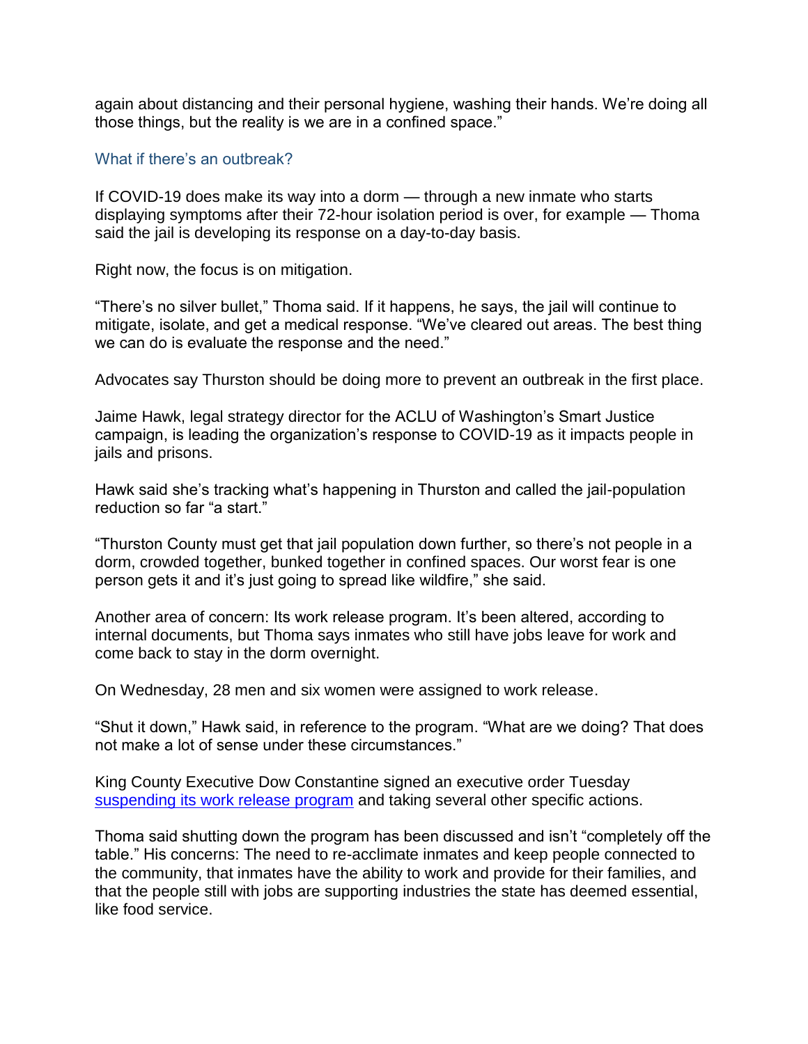again about distancing and their personal hygiene, washing their hands. We're doing all those things, but the reality is we are in a confined space."

### What if there's an outbreak?

If COVID-19 does make its way into a dorm — through a new inmate who starts displaying symptoms after their 72-hour isolation period is over, for example — Thoma said the jail is developing its response on a day-to-day basis.

Right now, the focus is on mitigation.

"There's no silver bullet," Thoma said. If it happens, he says, the jail will continue to mitigate, isolate, and get a medical response. "We've cleared out areas. The best thing we can do is evaluate the response and the need."

Advocates say Thurston should be doing more to prevent an outbreak in the first place.

Jaime Hawk, legal strategy director for the ACLU of Washington's Smart Justice campaign, is leading the organization's response to COVID-19 as it impacts people in jails and prisons.

Hawk said she's tracking what's happening in Thurston and called the jail-population reduction so far "a start."

"Thurston County must get that jail population down further, so there's not people in a dorm, crowded together, bunked together in confined spaces. Our worst fear is one person gets it and it's just going to spread like wildfire," she said.

Another area of concern: Its work release program. It's been altered, according to internal documents, but Thoma says inmates who still have jobs leave for work and come back to stay in the dorm overnight.

On Wednesday, 28 men and six women were assigned to work release.

"Shut it down," Hawk said, in reference to the program. "What are we doing? That does not make a lot of sense under these circumstances."

King County Executive Dow Constantine signed an executive order Tuesday suspending its work release program and taking several other specific actions.

Thoma said shutting down the program has been discussed and isn't "completely off the table." His concerns: The need to re-acclimate inmates and keep people connected to the community, that inmates have the ability to work and provide for their families, and that the people still with jobs are supporting industries the state has deemed essential, like food service.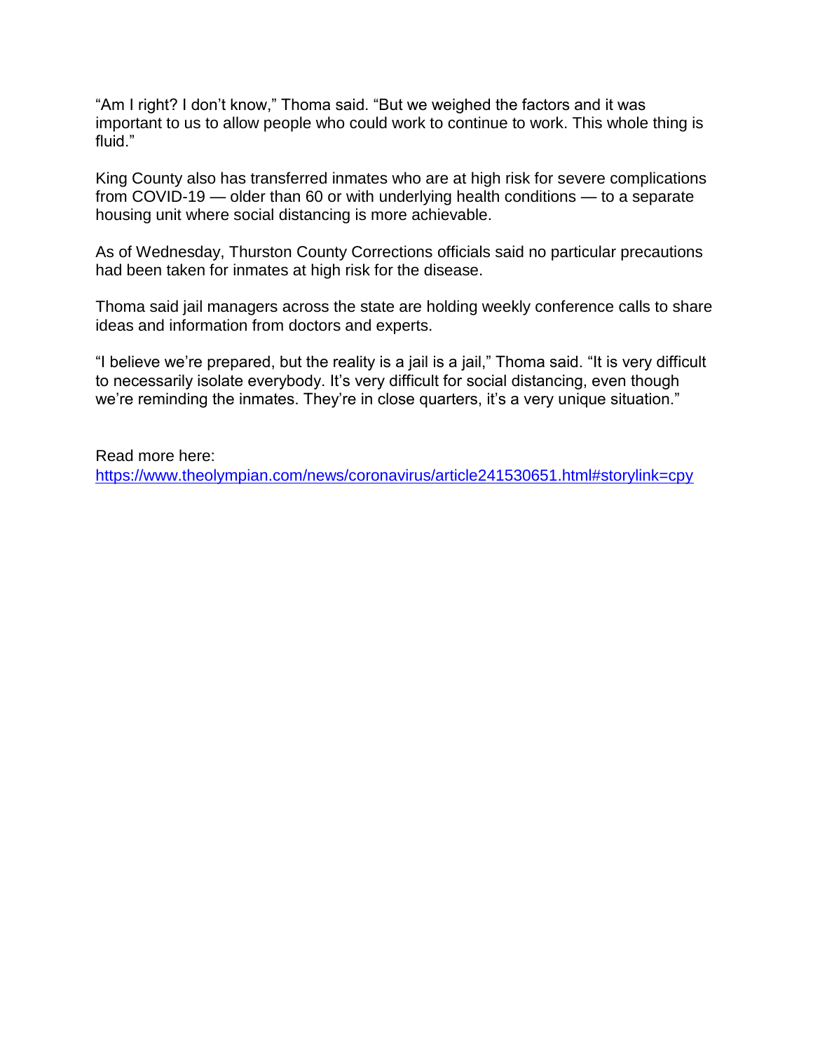"Am I right? I don't know," Thoma said. "But we weighed the factors and it was important to us to allow people who could work to continue to work. This whole thing is fluid."

King County also has transferred inmates who are at high risk for severe complications from COVID-19 — older than 60 or with underlying health conditions — to a separate housing unit where social distancing is more achievable.

As of Wednesday, Thurston County Corrections officials said no particular precautions had been taken for inmates at high risk for the disease.

Thoma said jail managers across the state are holding weekly conference calls to share ideas and information from doctors and experts.

"I believe we're prepared, but the reality is a jail is a jail," Thoma said. "It is very difficult to necessarily isolate everybody. It's very difficult for social distancing, even though we're reminding the inmates. They're in close quarters, it's a very unique situation."

Read more here:
https://www.theolympian.com/news/coronavirus/article241530651.html#storylink=cpy